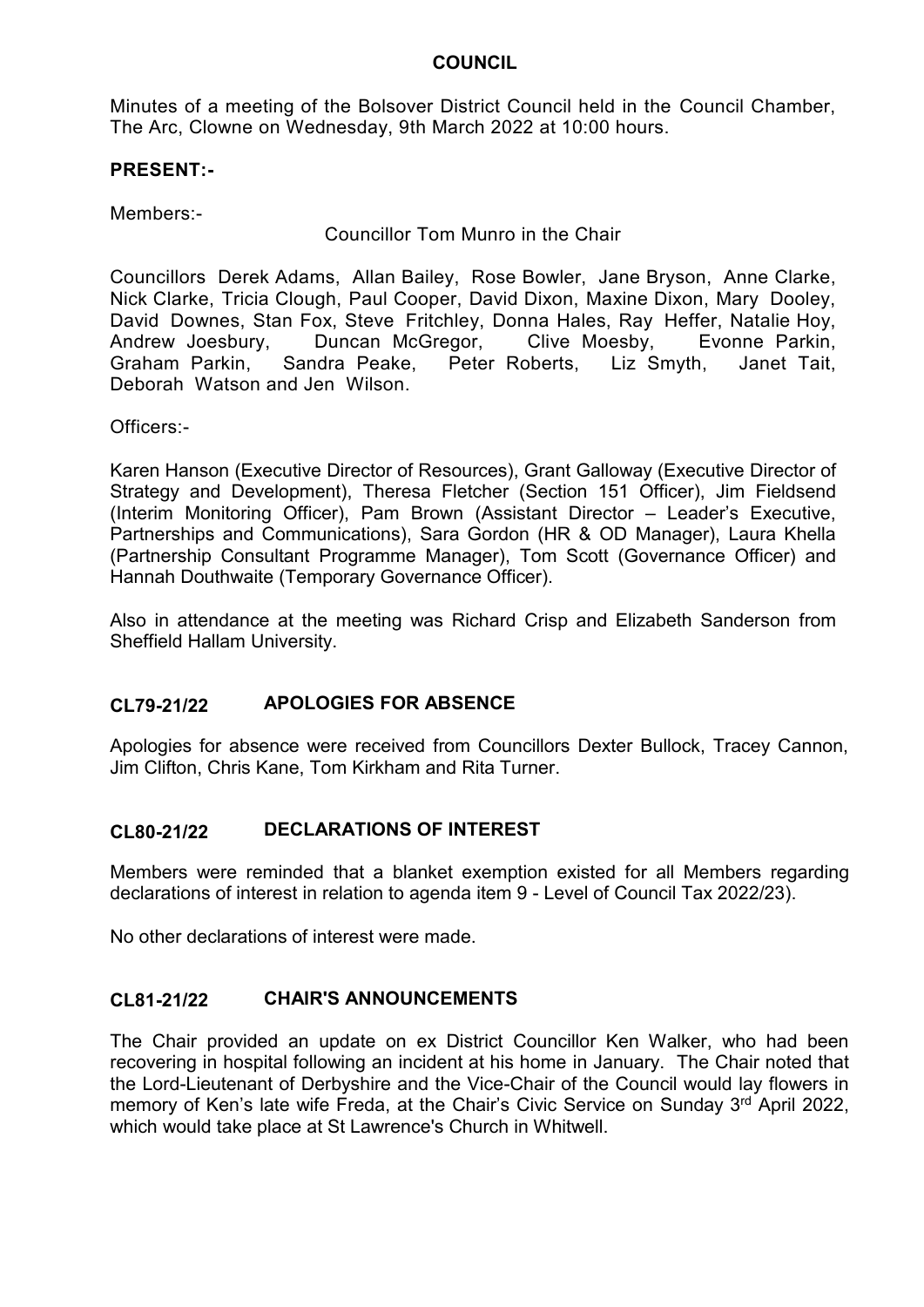# COUNCIL

Minutes of a meeting of the Bolsover District Council held in the Council Chamber, The Arc, Clowne on Wednesday, 9th March 2022 at 10:00 hours.

## PRESENT:-

Members:-

Councillor Tom Munro in the Chair

Councillors Derek Adams, Allan Bailey, Rose Bowler, Jane Bryson, Anne Clarke, Nick Clarke, Tricia Clough, Paul Cooper, David Dixon, Maxine Dixon, Mary Dooley, David Downes, Stan Fox, Steve Fritchley, Donna Hales, Ray Heffer, Natalie Hoy, Andrew Joesbury, Duncan McGregor, Clive Moesby, Evonne Parkin, Graham Parkin, Sandra Peake, Peter Roberts, Liz Smyth, Janet Tait, Deborah Watson and Jen Wilson.

Officers:-

Karen Hanson (Executive Director of Resources), Grant Galloway (Executive Director of Strategy and Development), Theresa Fletcher (Section 151 Officer), Jim Fieldsend (Interim Monitoring Officer), Pam Brown (Assistant Director – Leader's Executive, Partnerships and Communications), Sara Gordon (HR & OD Manager), Laura Khella (Partnership Consultant Programme Manager), Tom Scott (Governance Officer) and Hannah Douthwaite (Temporary Governance Officer).

Also in attendance at the meeting was Richard Crisp and Elizabeth Sanderson from Sheffield Hallam University.

## CL79-21/22 APOLOGIES FOR ABSENCE

Apologies for absence were received from Councillors Dexter Bullock, Tracey Cannon, Jim Clifton, Chris Kane, Tom Kirkham and Rita Turner.

## CL80-21/22 DECLARATIONS OF INTEREST

Members were reminded that a blanket exemption existed for all Members regarding declarations of interest in relation to agenda item 9 - Level of Council Tax 2022/23).

No other declarations of interest were made.

## CL81-21/22 CHAIR'S ANNOUNCEMENTS

The Chair provided an update on ex District Councillor Ken Walker, who had been recovering in hospital following an incident at his home in January. The Chair noted that the Lord-Lieutenant of Derbyshire and the Vice-Chair of the Council would lay flowers in memory of Ken's late wife Freda, at the Chair's Civic Service on Sunday 3rd April 2022, which would take place at St Lawrence's Church in Whitwell.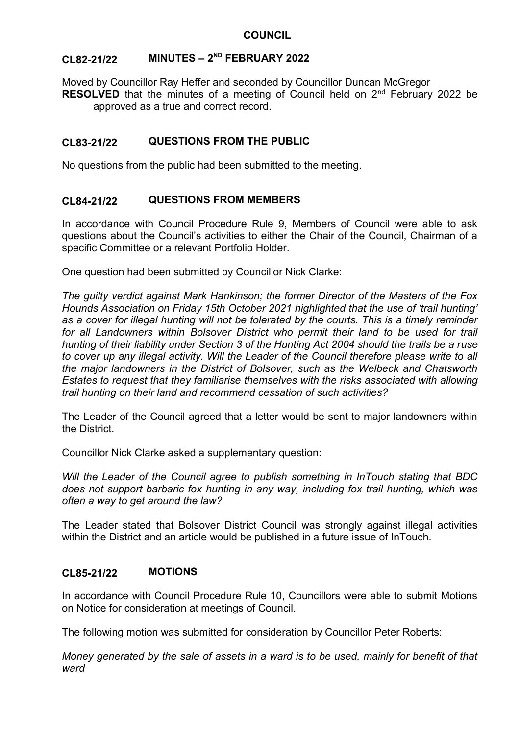**COUNCIL**

## CL82-21/22 MINUTES – 2ND FEBRUARY 2022

Moved by Councillor Ray Heffer and seconded by Councillor Duncan McGregor

**RESOLVED** that the minutes of a meeting of Council held on 2nd February 2022 be approved as a true and correct record.

## CL83-21/22 QUESTIONS FROM THE PUBLIC

No questions from the public had been submitted to the meeting.

## CL84-21/22 QUESTIONS FROM MEMBERS

In accordance with Council Procedure Rule 9, Members of Council were able to ask questions about the Council's activities to either the Chair of the Council, Chairman of a specific Committee or a relevant Portfolio Holder.

One question had been submitted by Councillor Nick Clarke:

*The guilty verdict against Mark Hankinson; the former Director of the Masters of the Fox Hounds Association on Friday 15th October 2021 highlighted that the use of 'trail hunting' as a cover for illegal hunting will not be tolerated by the courts. This is a timely reminder for all Landowners within Bolsover District who permit their land to be used for trail hunting of their liability under Section 3 of the Hunting Act 2004 should the trails be a ruse to cover up any illegal activity. Will the Leader of the Council therefore please write to all the major landowners in the District of Bolsover, such as the Welbeck and Chatsworth Estates to request that they familiarise themselves with the risks associated with allowing trail hunting on their land and recommend cessation of such activities?*

The Leader of the Council agreed that a letter would be sent to major landowners within the District.

Councillor Nick Clarke asked a supplementary question:

*Will the Leader of the Council agree to publish something in InTouch stating that BDC does not support barbaric fox hunting in any way, including fox trail hunting, which was often a way to get around the law?*

The Leader stated that Bolsover District Council was strongly against illegal activities within the District and an article would be published in a future issue of InTouch.

## CL85-21/22 MOTIONS

In accordance with Council Procedure Rule 10, Councillors were able to submit Motions on Notice for consideration at meetings of Council.

The following motion was submitted for consideration by Councillor Peter Roberts:

*Money generated by the sale of assets in a ward is to be used, mainly for benefit of that ward*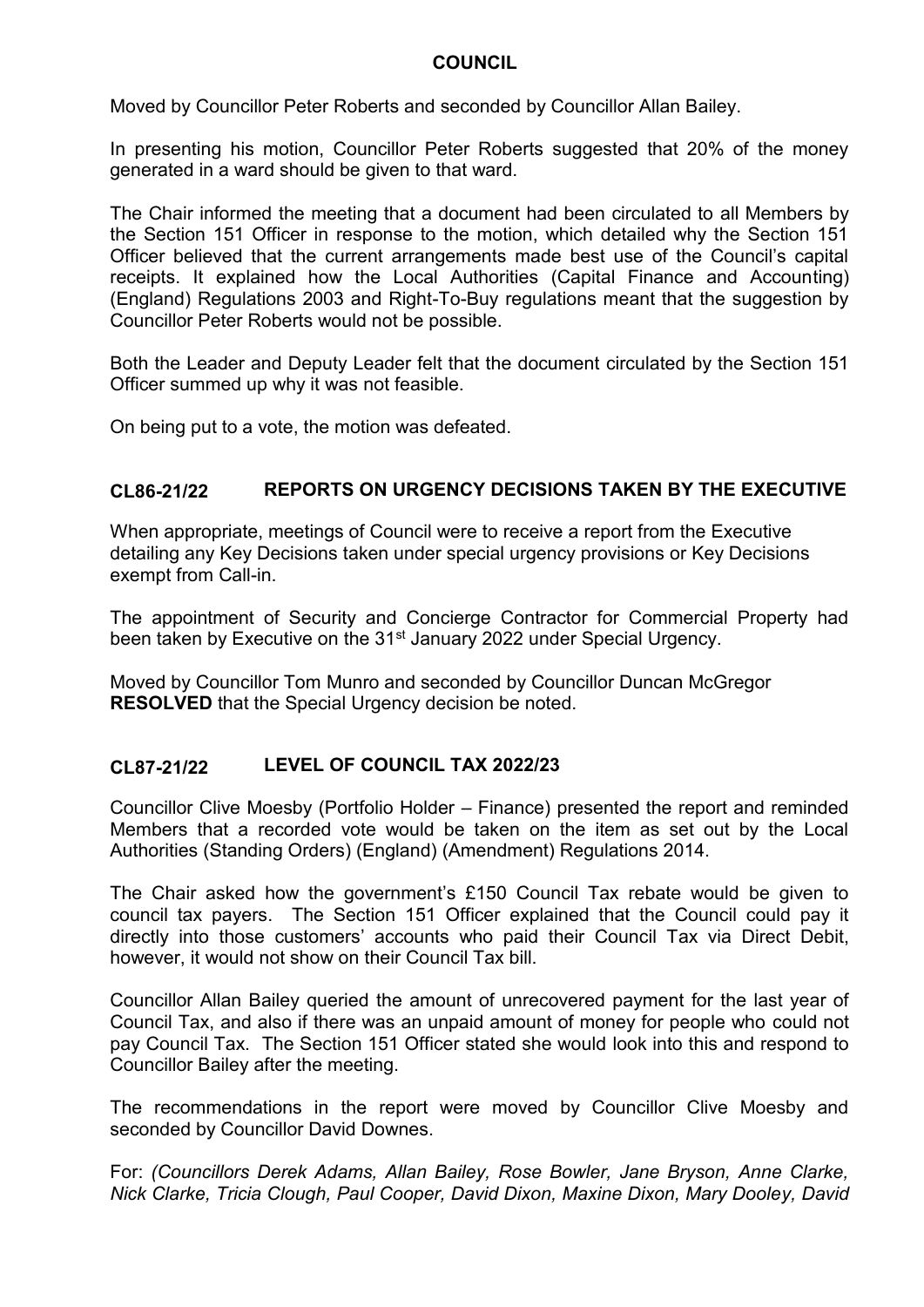Moved by Councillor Peter Roberts and seconded by Councillor Allan Bailey.

In presenting his motion, Councillor Peter Roberts suggested that 20% of the money generated in a ward should be given to that ward.

The Chair informed the meeting that a document had been circulated to all Members by the Section 151 Officer in response to the motion, which detailed why the Section 151 Officer believed that the current arrangements made best use of the Council's capital receipts. It explained how the Local Authorities (Capital Finance and Accounting) (England) Regulations 2003 and Right-To-Buy regulations meant that the suggestion by Councillor Peter Roberts would not be possible.

Both the Leader and Deputy Leader felt that the document circulated by the Section 151 Officer summed up why it was not feasible.

On being put to a vote, the motion was defeated.

## CL86-21/22 REPORTS ON URGENCY DECISIONS TAKEN BY THE EXECUTIVE

When appropriate, meetings of Council were to receive a report from the Executive detailing any Key Decisions taken under special urgency provisions or Key Decisions exempt from Call-in.

The appointment of Security and Concierge Contractor for Commercial Property had been taken by Executive on the 31st January 2022 under Special Urgency.

Moved by Councillor Tom Munro and seconded by Councillor Duncan McGregor
**RESOLVED** that the Special Urgency decision be noted.

## CL87-21/22 LEVEL OF COUNCIL TAX 2022/23

Councillor Clive Moesby (Portfolio Holder – Finance) presented the report and reminded Members that a recorded vote would be taken on the item as set out by the Local Authorities (Standing Orders) (England) (Amendment) Regulations 2014.

The Chair asked how the government's £150 Council Tax rebate would be given to council tax payers. The Section 151 Officer explained that the Council could pay it directly into those customers' accounts who paid their Council Tax via Direct Debit, however, it would not show on their Council Tax bill.

Councillor Allan Bailey queried the amount of unrecovered payment for the last year of Council Tax, and also if there was an unpaid amount of money for people who could not pay Council Tax. The Section 151 Officer stated she would look into this and respond to Councillor Bailey after the meeting.

The recommendations in the report were moved by Councillor Clive Moesby and seconded by Councillor David Downes.

For: *(Councillors Derek Adams, Allan Bailey, Rose Bowler, Jane Bryson, Anne Clarke, Nick Clarke, Tricia Clough, Paul Cooper, David Dixon, Maxine Dixon, Mary Dooley, David*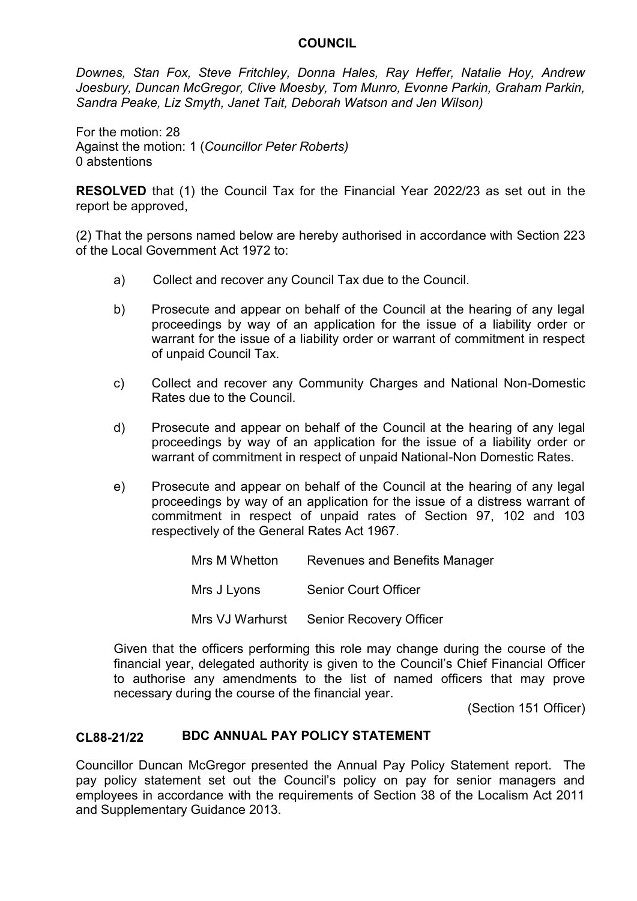*Downes, Stan Fox, Steve Fritchley, Donna Hales, Ray Heffer, Natalie Hoy, Andrew Joesbury, Duncan McGregor, Clive Moesby, Tom Munro, Evonne Parkin, Graham Parkin, Sandra Peake, Liz Smyth, Janet Tait, Deborah Watson and Jen Wilson)*

For the motion: 28
Against the motion: 1 (*Councillor Peter Roberts)*
0 abstentions

**RESOLVED** that (1) the Council Tax for the Financial Year 2022/23 as set out in the report be approved,

(2) That the persons named below are hereby authorised in accordance with Section 223 of the Local Government Act 1972 to:

a) Collect and recover any Council Tax due to the Council.

b) Prosecute and appear on behalf of the Council at the hearing of any legal proceedings by way of an application for the issue of a liability order or warrant for the issue of a liability order or warrant of commitment in respect of unpaid Council Tax.

c) Collect and recover any Community Charges and National Non-Domestic Rates due to the Council.

d) Prosecute and appear on behalf of the Council at the hearing of any legal proceedings by way of an application for the issue of a liability order or warrant of commitment in respect of unpaid National-Non Domestic Rates.

e) Prosecute and appear on behalf of the Council at the hearing of any legal proceedings by way of an application for the issue of a distress warrant of commitment in respect of unpaid rates of Section 97, 102 and 103 respectively of the General Rates Act 1967.

| | |
|---|---|
| Mrs M Whetton | Revenues and Benefits Manager |
| Mrs J Lyons | Senior Court Officer |
| Mrs VJ Warhurst | Senior Recovery Officer |

Given that the officers performing this role may change during the course of the financial year, delegated authority is given to the Council's Chief Financial Officer to authorise any amendments to the list of named officers that may prove necessary during the course of the financial year.

(Section 151 Officer)

## CL88-21/22 BDC ANNUAL PAY POLICY STATEMENT

Councillor Duncan McGregor presented the Annual Pay Policy Statement report. The pay policy statement set out the Council's policy on pay for senior managers and employees in accordance with the requirements of Section 38 of the Localism Act 2011 and Supplementary Guidance 2013.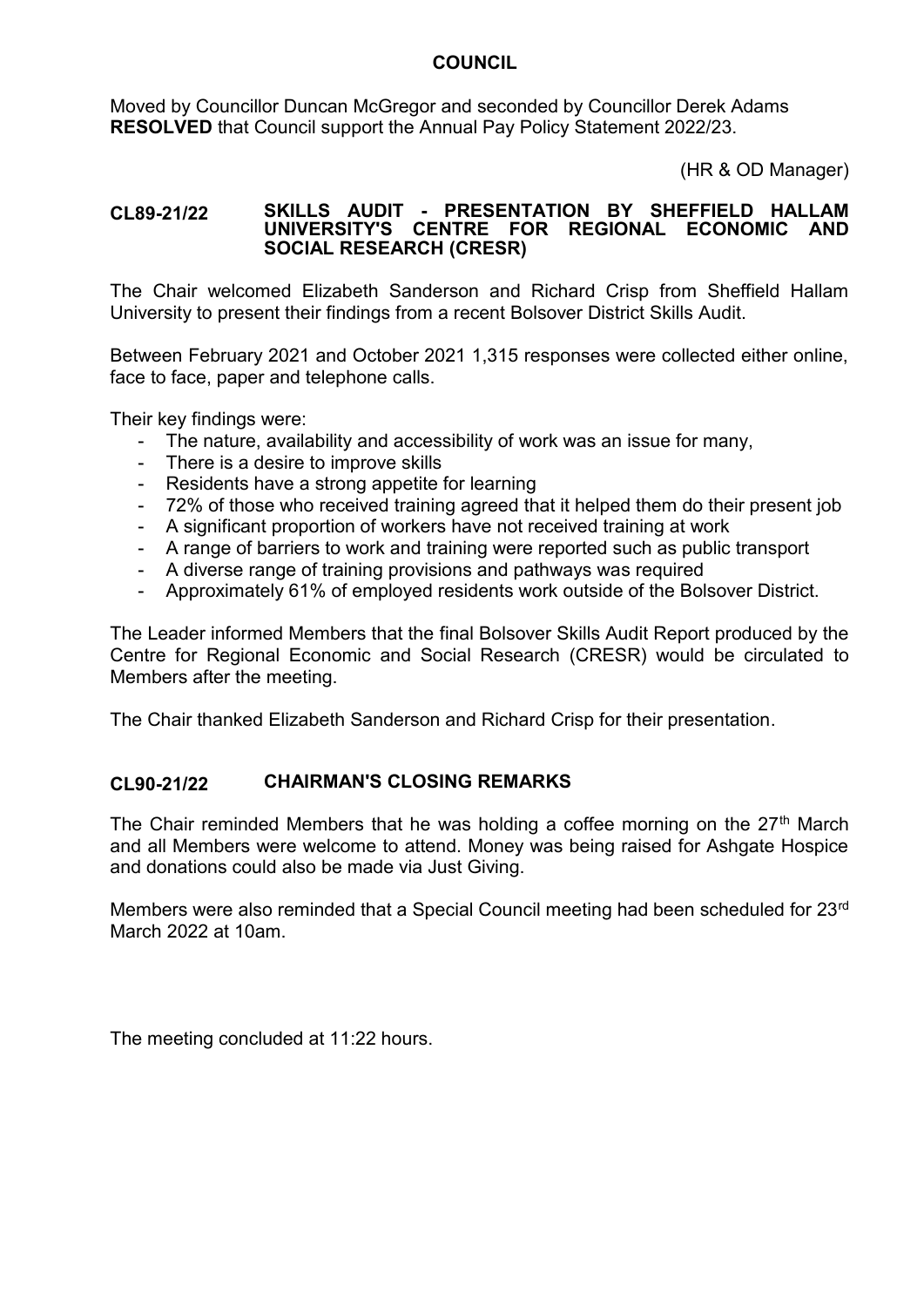**COUNCIL**

Moved by Councillor Duncan McGregor and seconded by Councillor Derek Adams
**RESOLVED** that Council support the Annual Pay Policy Statement 2022/23.

(HR & OD Manager)

## CL89-21/22 SKILLS AUDIT - PRESENTATION BY SHEFFIELD HALLAM UNIVERSITY'S CENTRE FOR REGIONAL ECONOMIC AND SOCIAL RESEARCH (CRESR)

The Chair welcomed Elizabeth Sanderson and Richard Crisp from Sheffield Hallam University to present their findings from a recent Bolsover District Skills Audit.

Between February 2021 and October 2021 1,315 responses were collected either online, face to face, paper and telephone calls.

Their key findings were:

- The nature, availability and accessibility of work was an issue for many,
- There is a desire to improve skills
- Residents have a strong appetite for learning
- 72% of those who received training agreed that it helped them do their present job
- A significant proportion of workers have not received training at work
- A range of barriers to work and training were reported such as public transport
- A diverse range of training provisions and pathways was required
- Approximately 61% of employed residents work outside of the Bolsover District.

The Leader informed Members that the final Bolsover Skills Audit Report produced by the Centre for Regional Economic and Social Research (CRESR) would be circulated to Members after the meeting.

The Chair thanked Elizabeth Sanderson and Richard Crisp for their presentation.

## CL90-21/22 CHAIRMAN'S CLOSING REMARKS

The Chair reminded Members that he was holding a coffee morning on the 27th March and all Members were welcome to attend. Money was being raised for Ashgate Hospice and donations could also be made via Just Giving.

Members were also reminded that a Special Council meeting had been scheduled for 23rd March 2022 at 10am.

The meeting concluded at 11:22 hours.